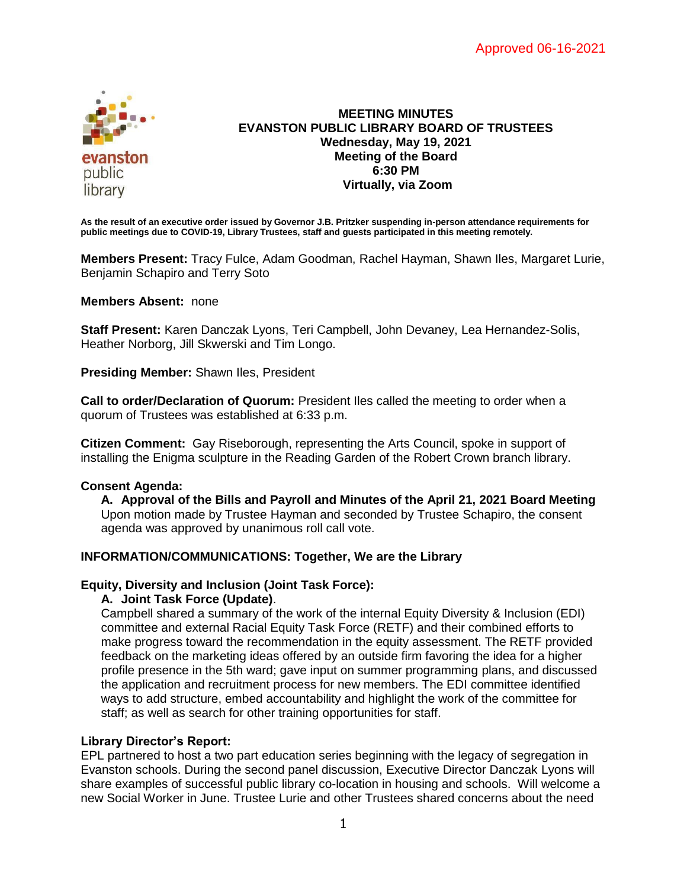Approved 06-16-2021

# MEETING MINUTES
# EVANSTON PUBLIC LIBRARY BOARD OF TRUSTEES
**Wednesday, May 19, 2021**
**Meeting of the Board**
**6:30 PM**
**Virtually, via Zoom**

**As the result of an executive order issued by Governor J.B. Pritzker suspending in-person attendance requirements for public meetings due to COVID-19, Library Trustees, staff and guests participated in this meeting remotely.**

**Members Present:** Tracy Fulce, Adam Goodman, Rachel Hayman, Shawn Iles, Margaret Lurie, Benjamin Schapiro and Terry Soto

**Members Absent:** none

**Staff Present:** Karen Danczak Lyons, Teri Campbell, John Devaney, Lea Hernandez-Solis, Heather Norborg, Jill Skwerski and Tim Longo.

**Presiding Member:** Shawn Iles, President

**Call to order/Declaration of Quorum:** President Iles called the meeting to order when a quorum of Trustees was established at 6:33 p.m.

**Citizen Comment:** Gay Riseborough, representing the Arts Council, spoke in support of installing the Enigma sculpture in the Reading Garden of the Robert Crown branch library.

**Consent Agenda:**

**A. Approval of the Bills and Payroll and Minutes of the April 21, 2021 Board Meeting**
Upon motion made by Trustee Hayman and seconded by Trustee Schapiro, the consent agenda was approved by unanimous roll call vote.

**INFORMATION/COMMUNICATIONS: Together, We are the Library**

**Equity, Diversity and Inclusion (Joint Task Force):**

**A. Joint Task Force (Update)**.
Campbell shared a summary of the work of the internal Equity Diversity & Inclusion (EDI) committee and external Racial Equity Task Force (RETF) and their combined efforts to make progress toward the recommendation in the equity assessment. The RETF provided feedback on the marketing ideas offered by an outside firm favoring the idea for a higher profile presence in the 5th ward; gave input on summer programming plans, and discussed the application and recruitment process for new members. The EDI committee identified ways to add structure, embed accountability and highlight the work of the committee for staff; as well as search for other training opportunities for staff.

**Library Director's Report:**
EPL partnered to host a two part education series beginning with the legacy of segregation in Evanston schools. During the second panel discussion, Executive Director Danczak Lyons will share examples of successful public library co-location in housing and schools. Will welcome a new Social Worker in June. Trustee Lurie and other Trustees shared concerns about the need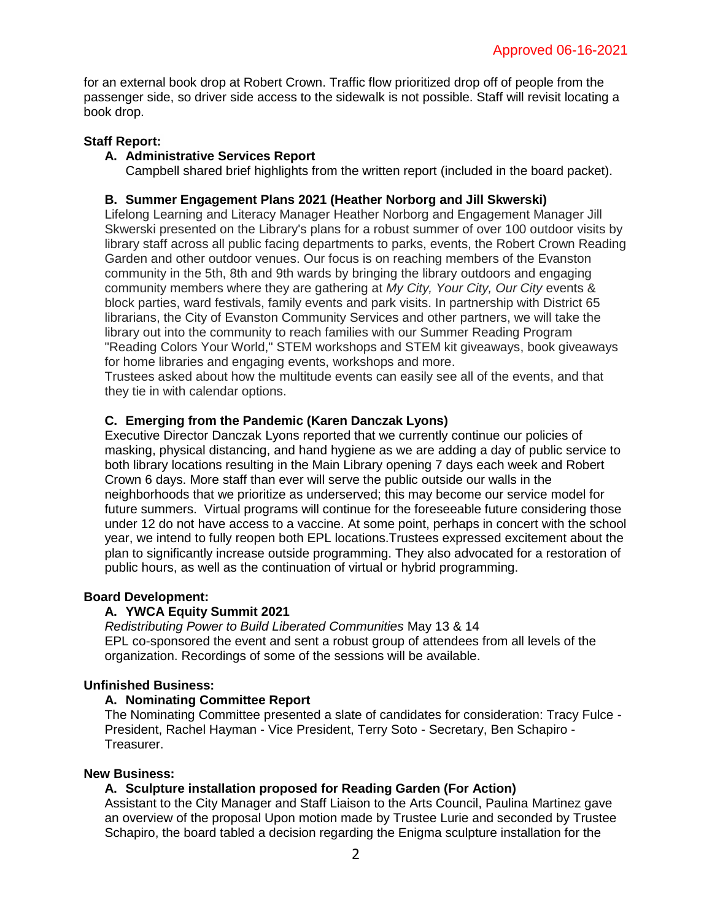Approved 06-16-2021

for an external book drop at Robert Crown. Traffic flow prioritized drop off of people from the passenger side, so driver side access to the sidewalk is not possible. Staff will revisit locating a book drop.

**Staff Report:**

**A. Administrative Services Report**

Campbell shared brief highlights from the written report (included in the board packet).

**B. Summer Engagement Plans 2021 (Heather Norborg and Jill Skwerski)**

Lifelong Learning and Literacy Manager Heather Norborg and Engagement Manager Jill Skwerski presented on the Library's plans for a robust summer of over 100 outdoor visits by library staff across all public facing departments to parks, events, the Robert Crown Reading Garden and other outdoor venues. Our focus is on reaching members of the Evanston community in the 5th, 8th and 9th wards by bringing the library outdoors and engaging community members where they are gathering at *My City, Your City, Our City* events & block parties, ward festivals, family events and park visits. In partnership with District 65 librarians, the City of Evanston Community Services and other partners, we will take the library out into the community to reach families with our Summer Reading Program "Reading Colors Your World," STEM workshops and STEM kit giveaways, book giveaways for home libraries and engaging events, workshops and more.

Trustees asked about how the multitude events can easily see all of the events, and that they tie in with calendar options.

**C. Emerging from the Pandemic (Karen Danczak Lyons)**

Executive Director Danczak Lyons reported that we currently continue our policies of masking, physical distancing, and hand hygiene as we are adding a day of public service to both library locations resulting in the Main Library opening 7 days each week and Robert Crown 6 days. More staff than ever will serve the public outside our walls in the neighborhoods that we prioritize as underserved; this may become our service model for future summers. Virtual programs will continue for the foreseeable future considering those under 12 do not have access to a vaccine. At some point, perhaps in concert with the school year, we intend to fully reopen both EPL locations.Trustees expressed excitement about the plan to significantly increase outside programming. They also advocated for a restoration of public hours, as well as the continuation of virtual or hybrid programming.

**Board Development:**

**A. YWCA Equity Summit 2021**

*Redistributing Power to Build Liberated Communities* May 13 & 14

EPL co-sponsored the event and sent a robust group of attendees from all levels of the organization. Recordings of some of the sessions will be available.

**Unfinished Business:**

**A. Nominating Committee Report**

The Nominating Committee presented a slate of candidates for consideration: Tracy Fulce - President, Rachel Hayman - Vice President, Terry Soto - Secretary, Ben Schapiro - Treasurer.

**New Business:**

**A. Sculpture installation proposed for Reading Garden (For Action)**

Assistant to the City Manager and Staff Liaison to the Arts Council, Paulina Martinez gave an overview of the proposal Upon motion made by Trustee Lurie and seconded by Trustee Schapiro, the board tabled a decision regarding the Enigma sculpture installation for the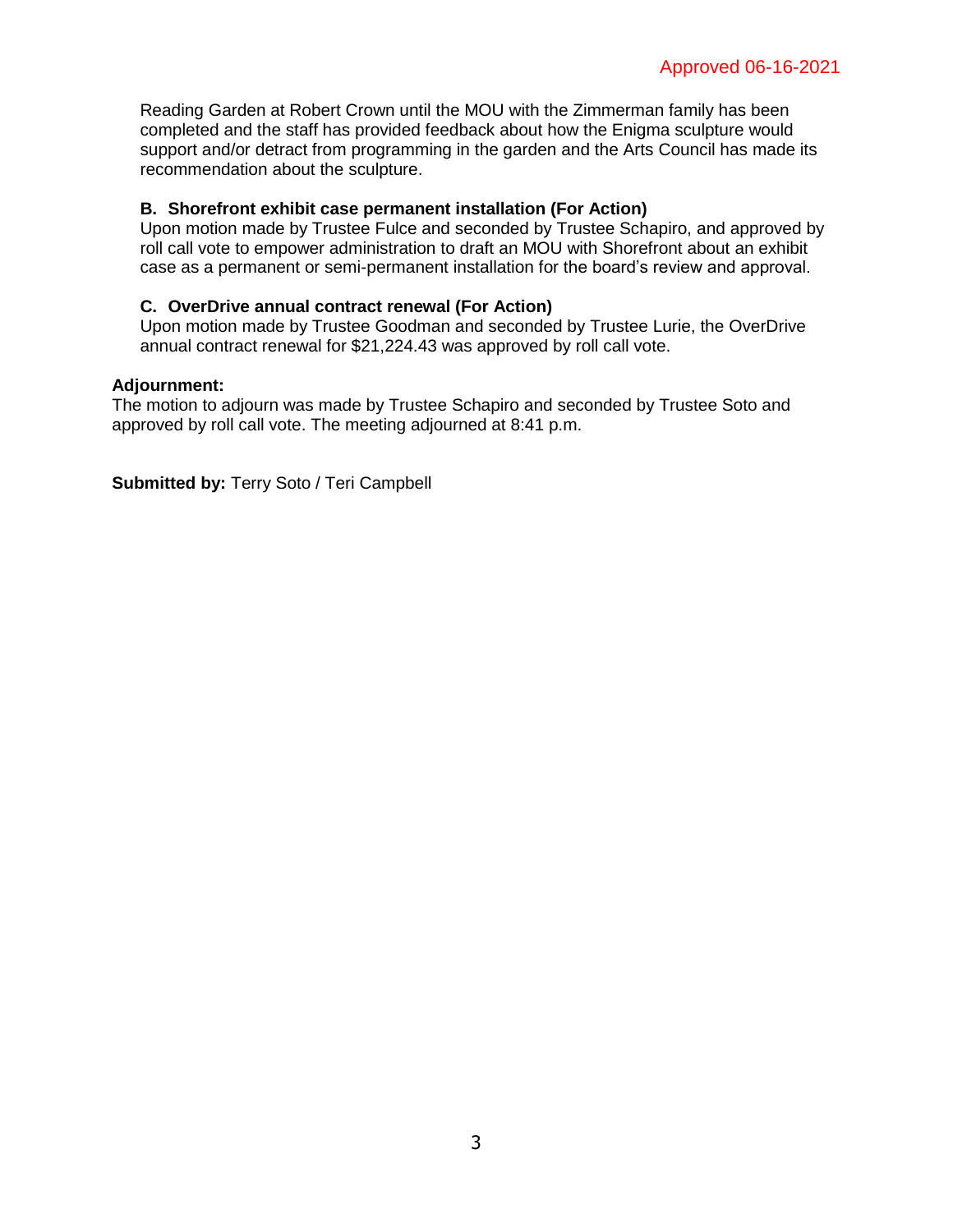Approved 06-16-2021

Reading Garden at Robert Crown until the MOU with the Zimmerman family has been completed and the staff has provided feedback about how the Enigma sculpture would support and/or detract from programming in the garden and the Arts Council has made its recommendation about the sculpture.

**B. Shorefront exhibit case permanent installation (For Action)**

Upon motion made by Trustee Fulce and seconded by Trustee Schapiro, and approved by roll call vote to empower administration to draft an MOU with Shorefront about an exhibit case as a permanent or semi-permanent installation for the board's review and approval.

**C. OverDrive annual contract renewal (For Action)**

Upon motion made by Trustee Goodman and seconded by Trustee Lurie, the OverDrive annual contract renewal for $21,224.43 was approved by roll call vote.

**Adjournment:**

The motion to adjourn was made by Trustee Schapiro and seconded by Trustee Soto and approved by roll call vote. The meeting adjourned at 8:41 p.m.

**Submitted by:** Terry Soto / Teri Campbell